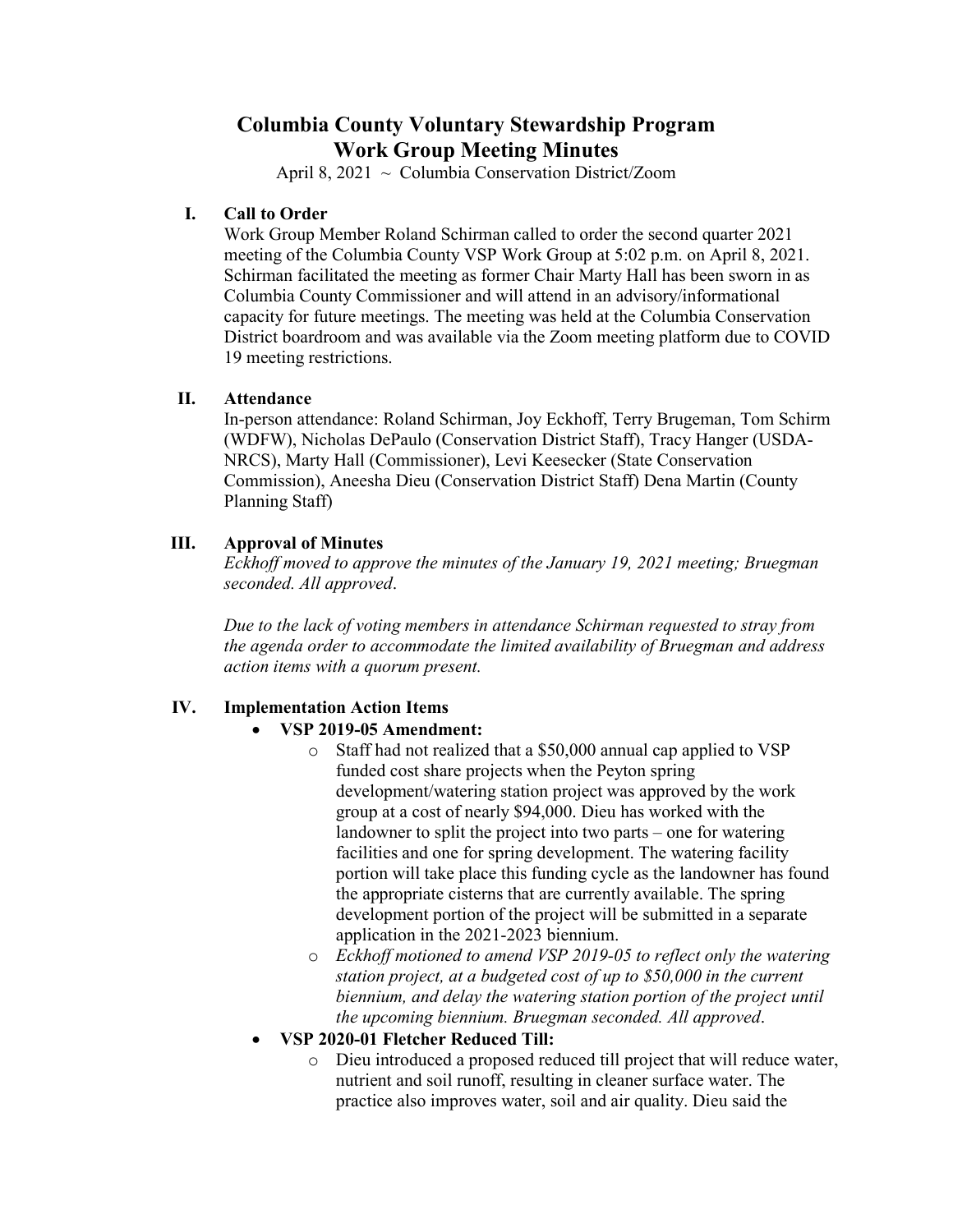# Columbia County Voluntary Stewardship Program
# Work Group Meeting Minutes

April 8, 2021 ~ Columbia Conservation District/Zoom

## I. Call to Order

Work Group Member Roland Schirman called to order the second quarter 2021 meeting of the Columbia County VSP Work Group at 5:02 p.m. on April 8, 2021. Schirman facilitated the meeting as former Chair Marty Hall has been sworn in as Columbia County Commissioner and will attend in an advisory/informational capacity for future meetings. The meeting was held at the Columbia Conservation District boardroom and was available via the Zoom meeting platform due to COVID 19 meeting restrictions.

## II. Attendance

In-person attendance: Roland Schirman, Joy Eckhoff, Terry Brugeman, Tom Schirm (WDFW), Nicholas DePaulo (Conservation District Staff), Tracy Hanger (USDA-NRCS), Marty Hall (Commissioner), Levi Keesecker (State Conservation Commission), Aneesha Dieu (Conservation District Staff) Dena Martin (County Planning Staff)

## III. Approval of Minutes

*Eckhoff moved to approve the minutes of the January 19, 2021 meeting; Bruegman seconded. All approved*.

*Due to the lack of voting members in attendance Schirman requested to stray from the agenda order to accommodate the limited availability of Bruegman and address action items with a quorum present.*

## IV. Implementation Action Items

- **VSP 2019-05 Amendment:**
  - Staff had not realized that a $50,000 annual cap applied to VSP funded cost share projects when the Peyton spring development/watering station project was approved by the work group at a cost of nearly $94,000. Dieu has worked with the landowner to split the project into two parts – one for watering facilities and one for spring development. The watering facility portion will take place this funding cycle as the landowner has found the appropriate cisterns that are currently available. The spring development portion of the project will be submitted in a separate application in the 2021-2023 biennium.
  - *Eckhoff motioned to amend VSP 2019-05 to reflect only the watering station project, at a budgeted cost of up to $50,000 in the current biennium, and delay the watering station portion of the project until the upcoming biennium. Bruegman seconded. All approved*.
- **VSP 2020-01 Fletcher Reduced Till:**
  - Dieu introduced a proposed reduced till project that will reduce water, nutrient and soil runoff, resulting in cleaner surface water. The practice also improves water, soil and air quality. Dieu said the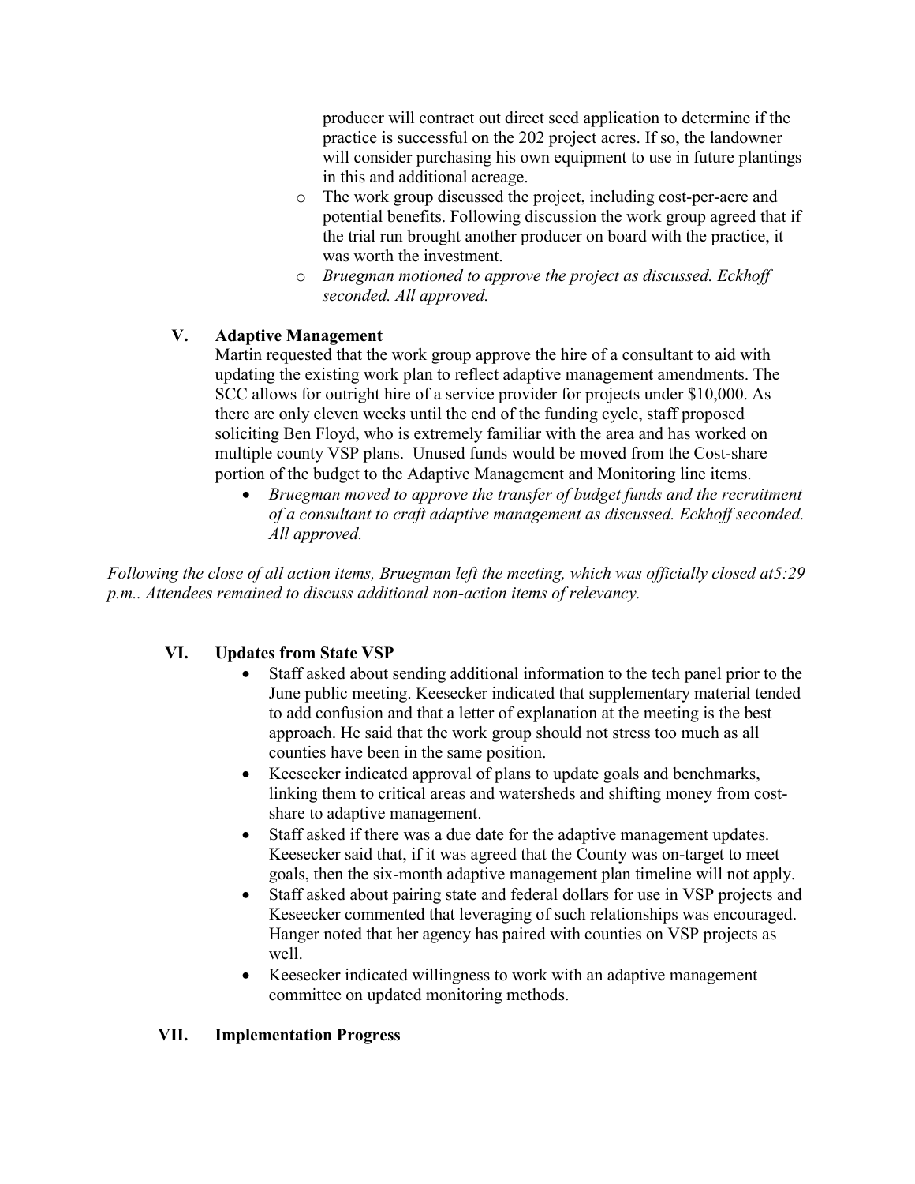producer will contract out direct seed application to determine if the practice is successful on the 202 project acres. If so, the landowner will consider purchasing his own equipment to use in future plantings in this and additional acreage.

- The work group discussed the project, including cost-per-acre and potential benefits. Following discussion the work group agreed that if the trial run brought another producer on board with the practice, it was worth the investment.
- *Bruegman motioned to approve the project as discussed. Eckhoff seconded. All approved.*

## V. Adaptive Management

Martin requested that the work group approve the hire of a consultant to aid with updating the existing work plan to reflect adaptive management amendments. The SCC allows for outright hire of a service provider for projects under $10,000. As there are only eleven weeks until the end of the funding cycle, staff proposed soliciting Ben Floyd, who is extremely familiar with the area and has worked on multiple county VSP plans. Unused funds would be moved from the Cost-share portion of the budget to the Adaptive Management and Monitoring line items.

- *Bruegman moved to approve the transfer of budget funds and the recruitment of a consultant to craft adaptive management as discussed. Eckhoff seconded. All approved.*

*Following the close of all action items, Bruegman left the meeting, which was officially closed at5:29 p.m.. Attendees remained to discuss additional non-action items of relevancy.*

## VI. Updates from State VSP

- Staff asked about sending additional information to the tech panel prior to the June public meeting. Keesecker indicated that supplementary material tended to add confusion and that a letter of explanation at the meeting is the best approach. He said that the work group should not stress too much as all counties have been in the same position.
- Keesecker indicated approval of plans to update goals and benchmarks, linking them to critical areas and watersheds and shifting money from cost-share to adaptive management.
- Staff asked if there was a due date for the adaptive management updates. Keesecker said that, if it was agreed that the County was on-target to meet goals, then the six-month adaptive management plan timeline will not apply.
- Staff asked about pairing state and federal dollars for use in VSP projects and Keseecker commented that leveraging of such relationships was encouraged. Hanger noted that her agency has paired with counties on VSP projects as well.
- Keesecker indicated willingness to work with an adaptive management committee on updated monitoring methods.

## VII. Implementation Progress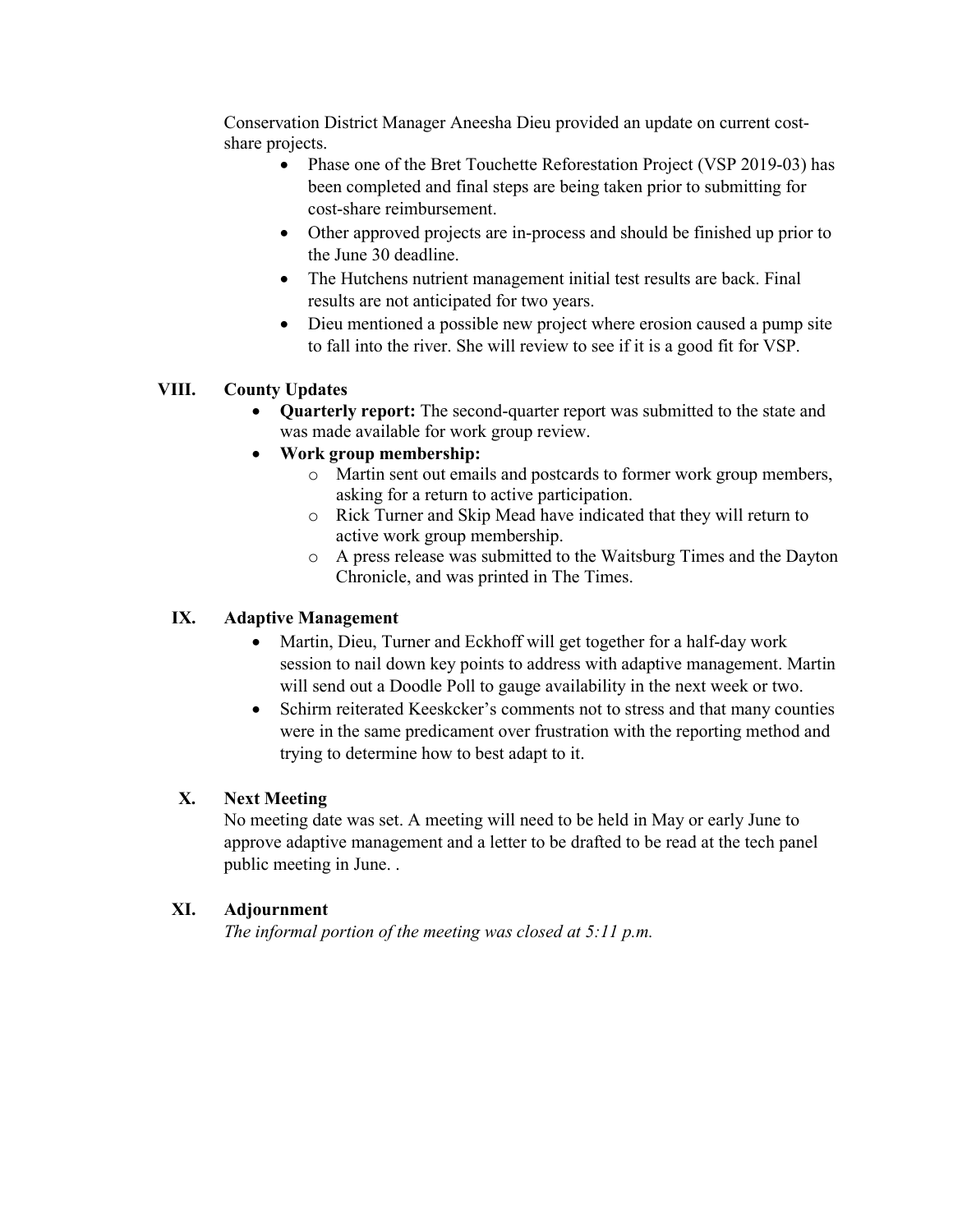Conservation District Manager Aneesha Dieu provided an update on current cost-share projects.

- Phase one of the Bret Touchette Reforestation Project (VSP 2019-03) has been completed and final steps are being taken prior to submitting for cost-share reimbursement.
- Other approved projects are in-process and should be finished up prior to the June 30 deadline.
- The Hutchens nutrient management initial test results are back. Final results are not anticipated for two years.
- Dieu mentioned a possible new project where erosion caused a pump site to fall into the river. She will review to see if it is a good fit for VSP.

## VIII. County Updates

- **Quarterly report:** The second-quarter report was submitted to the state and was made available for work group review.
- **Work group membership:**
  - Martin sent out emails and postcards to former work group members, asking for a return to active participation.
  - Rick Turner and Skip Mead have indicated that they will return to active work group membership.
  - A press release was submitted to the Waitsburg Times and the Dayton Chronicle, and was printed in The Times.

## IX. Adaptive Management

- Martin, Dieu, Turner and Eckhoff will get together for a half-day work session to nail down key points to address with adaptive management. Martin will send out a Doodle Poll to gauge availability in the next week or two.
- Schirm reiterated Keeskcker's comments not to stress and that many counties were in the same predicament over frustration with the reporting method and trying to determine how to best adapt to it.

## X. Next Meeting

No meeting date was set. A meeting will need to be held in May or early June to approve adaptive management and a letter to be drafted to be read at the tech panel public meeting in June. .

## XI. Adjournment

*The informal portion of the meeting was closed at 5:11 p.m.*